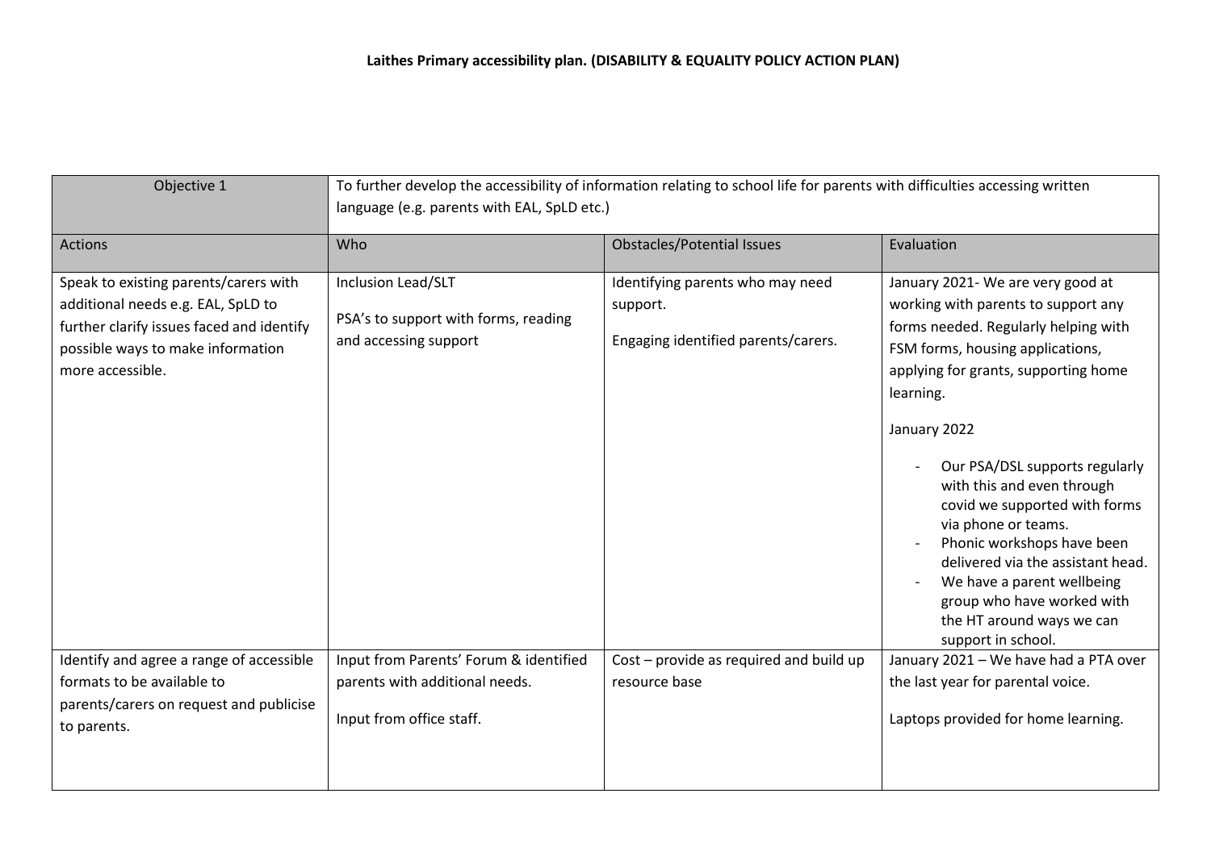**Laithes Primary accessibility plan. (DISABILITY & EQUALITY POLICY ACTION PLAN)**

| Objective 1 | To further develop the accessibility of information relating to school life for parents with difficulties accessing written language (e.g. parents with EAL, SpLD etc.) | | |
|---|---|---|---|
| Actions | Who | Obstacles/Potential Issues | Evaluation |
| Speak to existing parents/carers with additional needs e.g. EAL, SpLD to further clarify issues faced and identify possible ways to make information more accessible. | Inclusion Lead/SLT<br><br>PSA's to support with forms, reading and accessing support | Identifying parents who may need support.<br><br>Engaging identified parents/carers. | January 2021- We are very good at working with parents to support any forms needed. Regularly helping with FSM forms, housing applications, applying for grants, supporting home learning.<br><br>January 2022<br><br>- Our PSA/DSL supports regularly with this and even through covid we supported with forms via phone or teams.<br>- Phonic workshops have been delivered via the assistant head.<br>- We have a parent wellbeing group who have worked with the HT around ways we can support in school. |
| Identify and agree a range of accessible formats to be available to parents/carers on request and publicise to parents. | Input from Parents' Forum & identified parents with additional needs.<br><br>Input from office staff. | Cost – provide as required and build up resource base | January 2021 – We have had a PTA over the last year for parental voice.<br><br>Laptops provided for home learning. |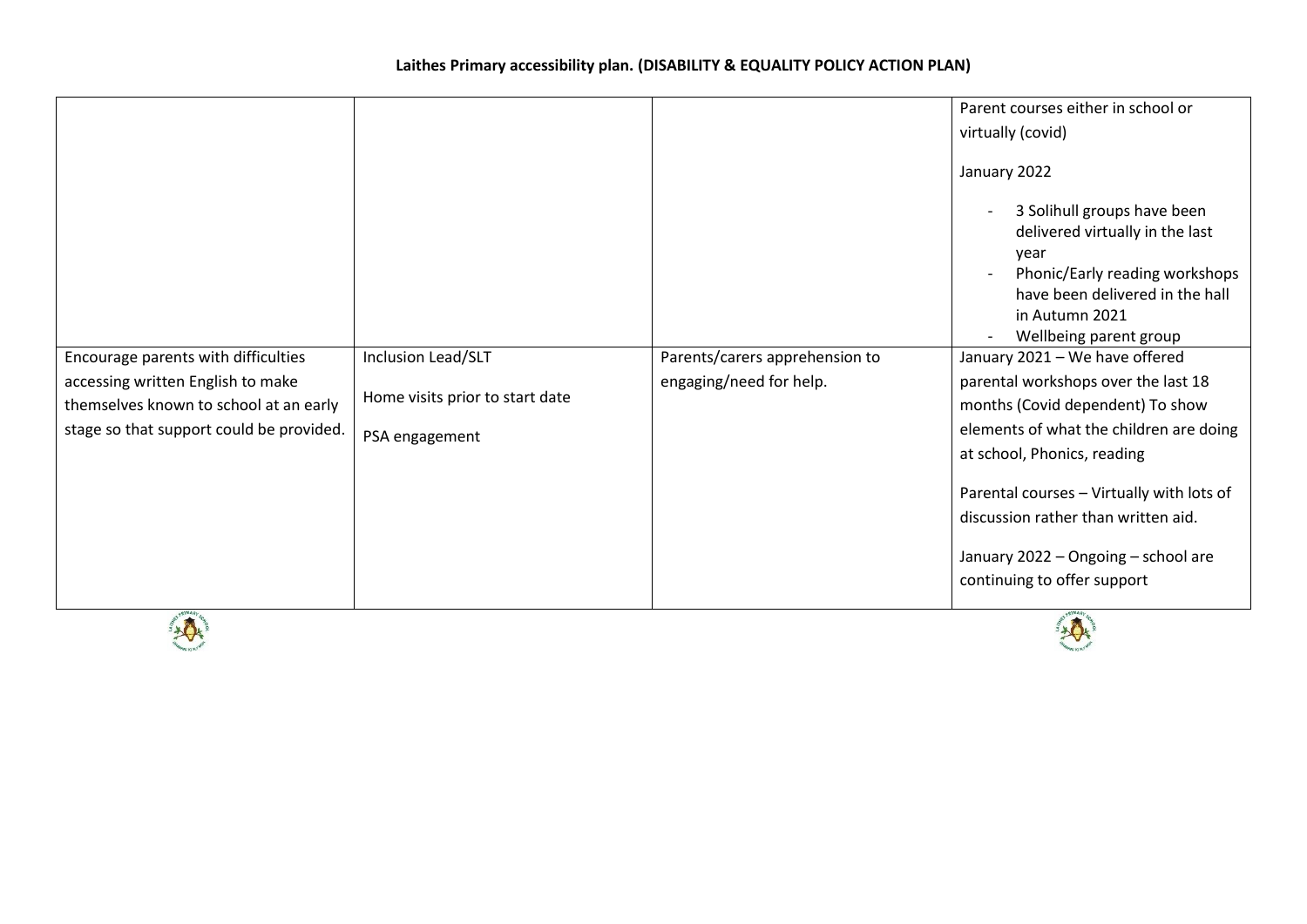**Laithes Primary accessibility plan. (DISABILITY & EQUALITY POLICY ACTION PLAN)**

| | | | |
|---|---|---|---|
| | | | Parent courses either in school or virtually (covid)<br><br>January 2022<br><br>- 3 Solihull groups have been delivered virtually in the last year<br>- Phonic/Early reading workshops have been delivered in the hall in Autumn 2021<br>- Wellbeing parent group |
| Encourage parents with difficulties accessing written English to make themselves known to school at an early stage so that support could be provided. | Inclusion Lead/SLT<br><br>Home visits prior to start date<br><br>PSA engagement | Parents/carers apprehension to engaging/need for help. | January 2021 – We have offered parental workshops over the last 18 months (Covid dependent) To show elements of what the children are doing at school, Phonics, reading<br><br>Parental courses – Virtually with lots of discussion rather than written aid.<br><br>January 2022 – Ongoing – school are continuing to offer support |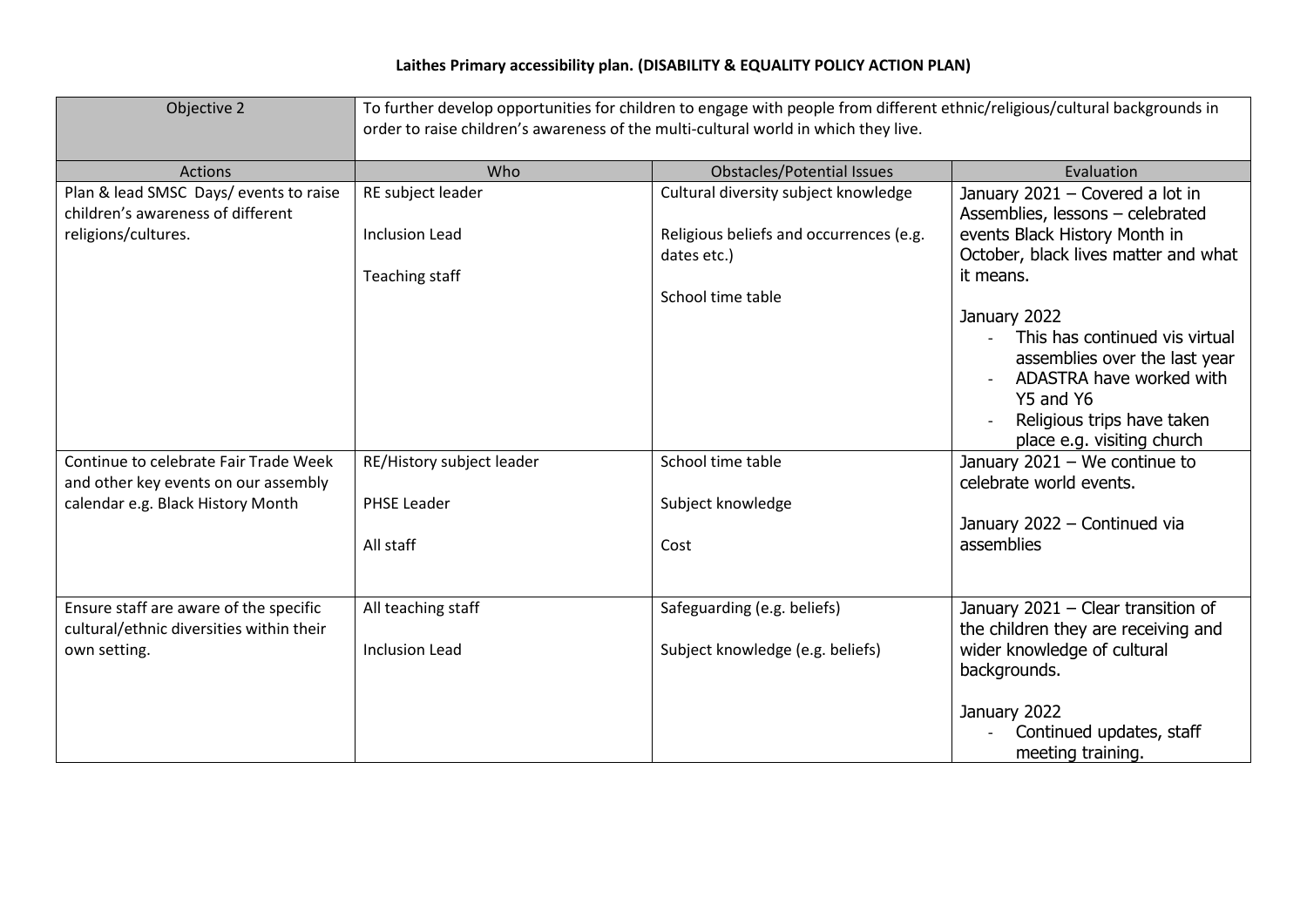**Laithes Primary accessibility plan. (DISABILITY & EQUALITY POLICY ACTION PLAN)**

| Objective 2 | To further develop opportunities for children to engage with people from different ethnic/religious/cultural backgrounds in order to raise children's awareness of the multi-cultural world in which they live. | | |
|---|---|---|---|
| Actions | Who | Obstacles/Potential Issues | Evaluation |
| Plan & lead SMSC Days/ events to raise children's awareness of different religions/cultures. | RE subject leader<br><br>Inclusion Lead<br><br>Teaching staff | Cultural diversity subject knowledge<br><br>Religious beliefs and occurrences (e.g. dates etc.)<br><br>School time table | January 2021 – Covered a lot in Assemblies, lessons – celebrated events Black History Month in October, black lives matter and what it means.<br><br>January 2022<br>- This has continued vis virtual assemblies over the last year<br>- ADASTRA have worked with Y5 and Y6<br>- Religious trips have taken place e.g. visiting church |
| Continue to celebrate Fair Trade Week and other key events on our assembly calendar e.g. Black History Month | RE/History subject leader<br><br>PHSE Leader<br><br>All staff | School time table<br><br>Subject knowledge<br><br>Cost | January 2021 – We continue to celebrate world events.<br><br>January 2022 – Continued via assemblies |
| Ensure staff are aware of the specific cultural/ethnic diversities within their own setting. | All teaching staff<br><br>Inclusion Lead | Safeguarding (e.g. beliefs)<br><br>Subject knowledge (e.g. beliefs) | January 2021 – Clear transition of the children they are receiving and wider knowledge of cultural backgrounds.<br><br>January 2022<br>- Continued updates, staff meeting training. |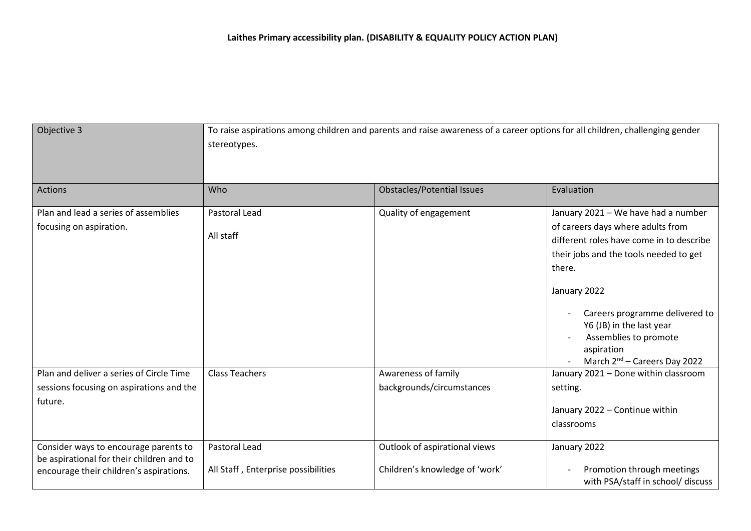**Laithes Primary accessibility plan. (DISABILITY & EQUALITY POLICY ACTION PLAN)**

| Objective 3 | To raise aspirations among children and parents and raise awareness of a career options for all children, challenging gender stereotypes. | | |
|---|---|---|---|
| Actions | Who | Obstacles/Potential Issues | Evaluation |
| Plan and lead a series of assemblies focusing on aspiration. | Pastoral Lead<br><br>All staff | Quality of engagement | January 2021 – We have had a number of careers days where adults from different roles have come in to describe their jobs and the tools needed to get there.<br><br>January 2022<br><br>- Careers programme delivered to Y6 (JB) in the last year<br>- Assemblies to promote aspiration<br>- March 2nd – Careers Day 2022 |
| Plan and deliver a series of Circle Time sessions focusing on aspirations and the future. | Class Teachers | Awareness of family backgrounds/circumstances | January 2021 – Done within classroom setting.<br><br>January 2022 – Continue within classrooms |
| Consider ways to encourage parents to be aspirational for their children and to encourage their children's aspirations. | Pastoral Lead<br><br>All Staff , Enterprise possibilities | Outlook of aspirational views<br><br>Children's knowledge of 'work' | January 2022<br><br>- Promotion through meetings with PSA/staff in school/ discuss |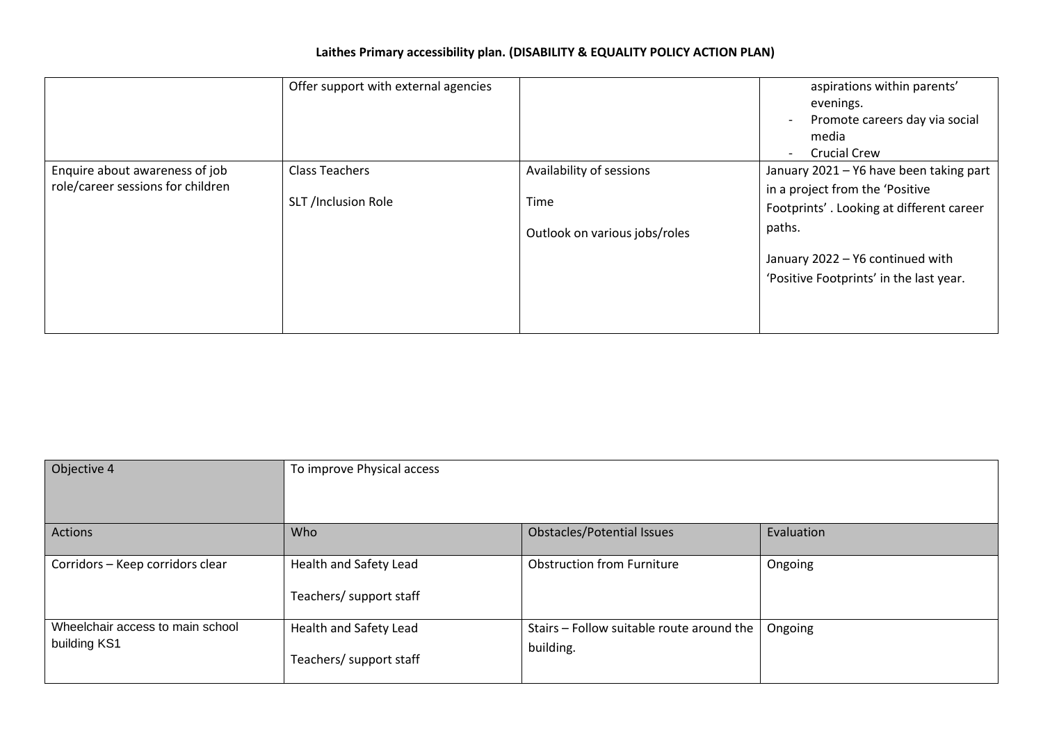**Laithes Primary accessibility plan. (DISABILITY & EQUALITY POLICY ACTION PLAN)**

| | | | |
|---|---|---|---|
| | Offer support with external agencies | | aspirations within parents' evenings.<br>- Promote careers day via social media<br>- Crucial Crew |
| Enquire about awareness of job role/career sessions for children | Class Teachers<br><br>SLT /Inclusion Role | Availability of sessions<br><br>Time<br><br>Outlook on various jobs/roles | January 2021 – Y6 have been taking part in a project from the 'Positive Footprints' . Looking at different career paths.<br><br>January 2022 – Y6 continued with 'Positive Footprints' in the last year. |

| Objective 4 | To improve Physical access | | |
|---|---|---|---|
| **Actions** | **Who** | **Obstacles/Potential Issues** | **Evaluation** |
| Corridors – Keep corridors clear | Health and Safety Lead<br><br>Teachers/ support staff | Obstruction from Furniture | Ongoing |
| Wheelchair access to main school building KS1 | Health and Safety Lead<br><br>Teachers/ support staff | Stairs – Follow suitable route around the building. | Ongoing |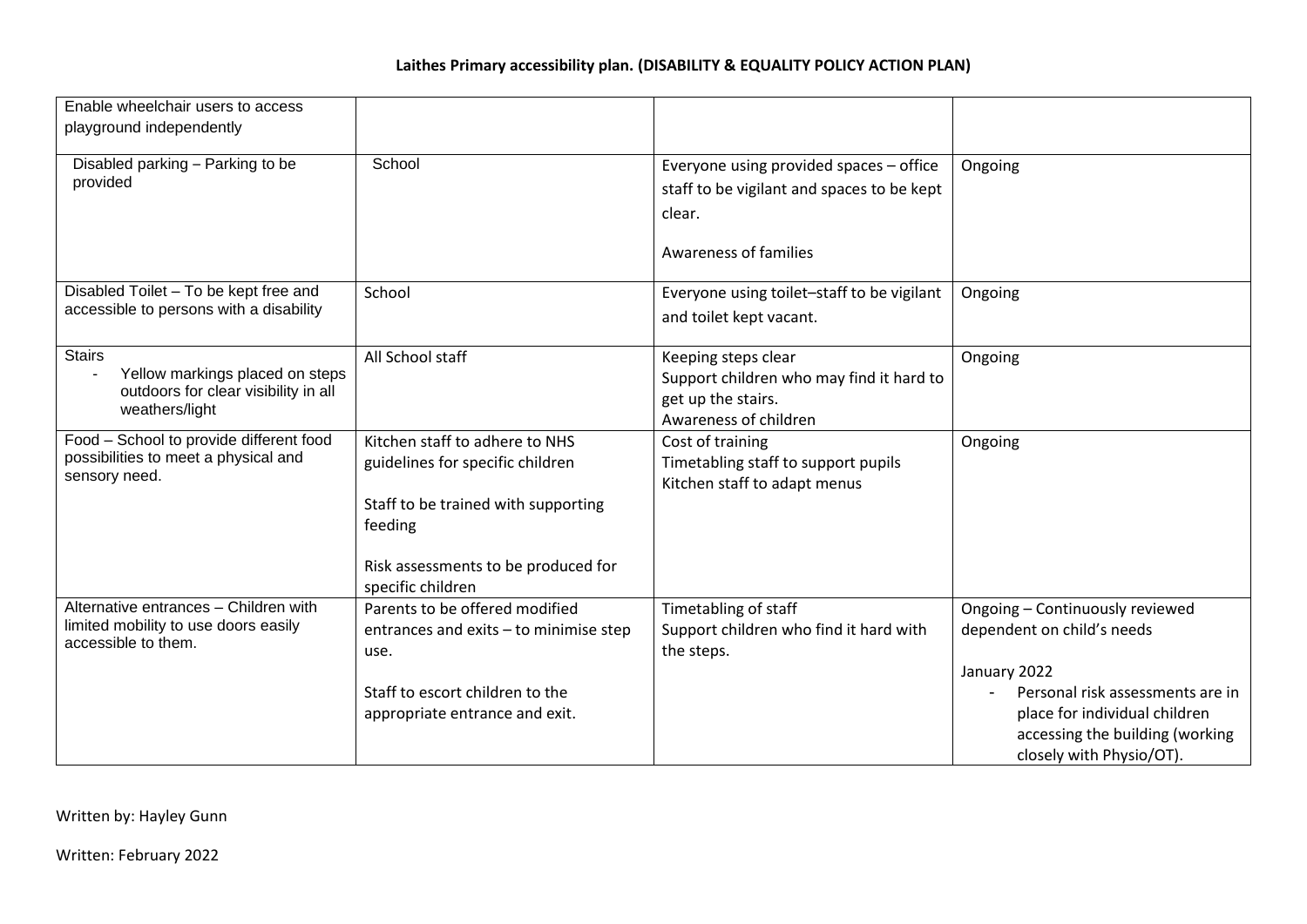**Laithes Primary accessibility plan. (DISABILITY & EQUALITY POLICY ACTION PLAN)**

| | | | |
|---|---|---|---|
| Enable wheelchair users to access playground independently | | | |
| Disabled parking – Parking to be provided | School | Everyone using provided spaces – office staff to be vigilant and spaces to be kept clear.<br><br>Awareness of families | Ongoing |
| Disabled Toilet – To be kept free and accessible to persons with a disability | School | Everyone using toilet–staff to be vigilant and toilet kept vacant. | Ongoing |
| Stairs<br>- Yellow markings placed on steps outdoors for clear visibility in all weathers/light | All School staff | Keeping steps clear<br>Support children who may find it hard to get up the stairs.<br>Awareness of children | Ongoing |
| Food – School to provide different food possibilities to meet a physical and sensory need. | Kitchen staff to adhere to NHS guidelines for specific children<br><br>Staff to be trained with supporting feeding<br><br>Risk assessments to be produced for specific children | Cost of training<br>Timetabling staff to support pupils<br>Kitchen staff to adapt menus | Ongoing |
| Alternative entrances – Children with limited mobility to use doors easily accessible to them. | Parents to be offered modified entrances and exits – to minimise step use.<br><br>Staff to escort children to the appropriate entrance and exit. | Timetabling of staff<br>Support children who find it hard with the steps. | Ongoing – Continuously reviewed dependent on child's needs<br><br>January 2022<br>- Personal risk assessments are in place for individual children accessing the building (working closely with Physio/OT). |

Written by: Hayley Gunn

Written: February 2022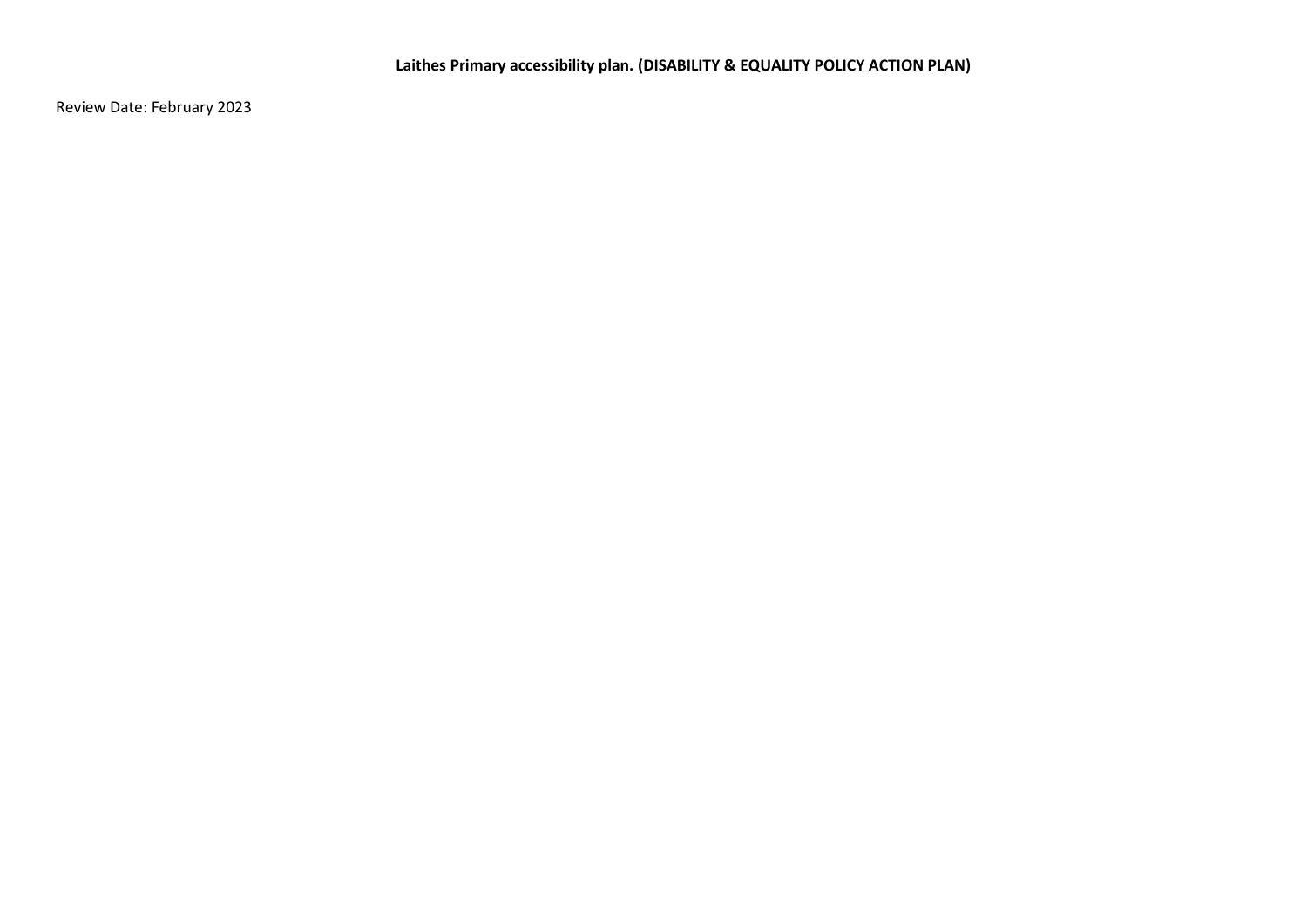**Laithes Primary accessibility plan. (DISABILITY & EQUALITY POLICY ACTION PLAN)**

Review Date: February 2023